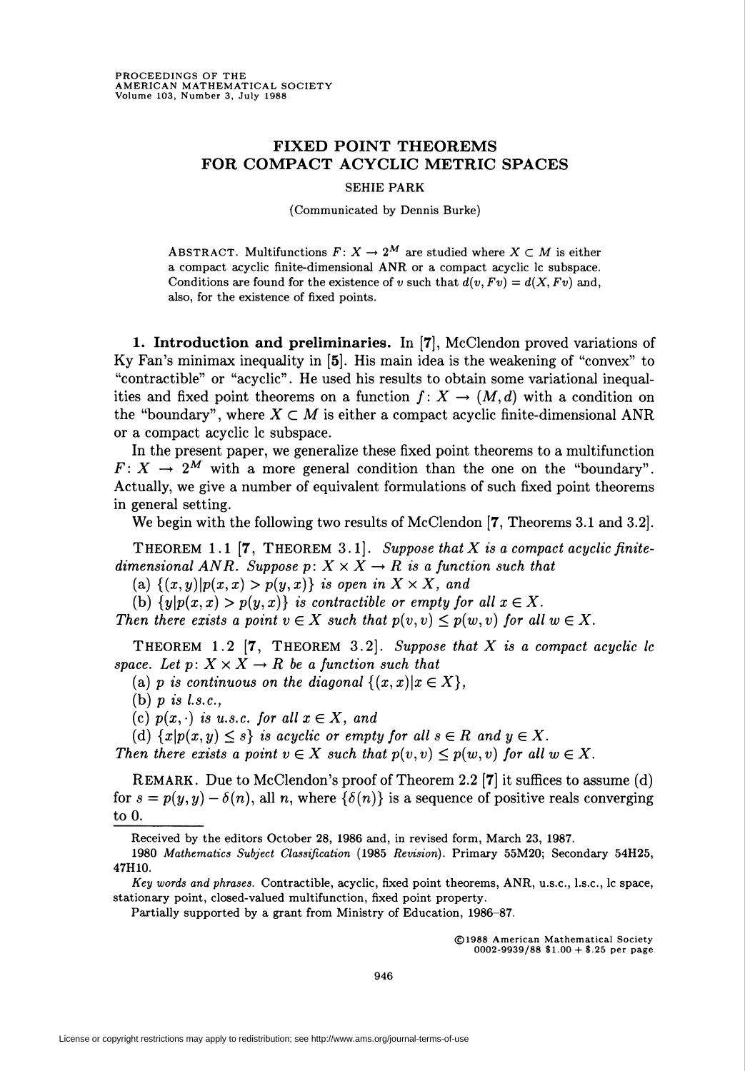# FIXED POINT THEOREMS FOR COMPACT ACYCLIC METRIC SPACES

SEHIE PARK

(Communicated by Dennis Burke)

ABSTRACT. Multifunctions $F: X \to 2^M$ are studied where $X \subset M$ is either a compact acyclic finite-dimensional ANR or a compact acyclic lc subspace. Conditions are found for the existence of $v$ such that $d(v, Fv) = d(X, Fv)$ and, also, for the existence of fixed points.

**1. Introduction and preliminaries.** In [7], McClendon proved variations of Ky Fan's minimax inequality in [5]. His main idea is the weakening of "convex" to "contractible" or "acyclic". He used his results to obtain some variational inequalities and fixed point theorems on a function $f: X \to (M, d)$ with a condition on the "boundary", where $X \subset M$ is either a compact acyclic finite-dimensional ANR or a compact acyclic lc subspace.

In the present paper, we generalize these fixed point theorems to a multifunction $F: X \to 2^M$ with a more general condition than the one on the "boundary". Actually, we give a number of equivalent formulations of such fixed point theorems in general setting.

We begin with the following two results of McClendon [7, Theorems 3.1 and 3.2].

THEOREM 1.1 [7, THEOREM 3.1]. *Suppose that $X$ is a compact acyclic finite-dimensional ANR. Suppose $p: X \times X \to R$ is a function such that*

(a) $\{(x, y) | p(x, x) > p(y, x)\}$ *is open in* $X \times X$, *and*

(b) $\{y | p(x, x) > p(y, x)\}$ *is contractible or empty for all* $x \in X$.

*Then there exists a point $v \in X$ such that $p(v, v) \leq p(w, v)$ for all $w \in X$.*

THEOREM 1.2 [7, THEOREM 3.2]. *Suppose that $X$ is a compact acyclic lc space. Let $p: X \times X \to R$ be a function such that*

(a) *$p$ is continuous on the diagonal* $\{(x, x) | x \in X\}$,

(b) *$p$ is l.s.c.,*

(c) *$p(x, \cdot)$ is u.s.c. for all* $x \in X$, *and*

(d) $\{x | p(x, y) \leq s\}$ *is acyclic or empty for all* $s \in R$ *and* $y \in X$.

*Then there exists a point $v \in X$ such that $p(v, v) \leq p(w, v)$ for all $w \in X$.*

REMARK. Due to McClendon's proof of Theorem 2.2 [7] it suffices to assume (d) for $s = p(y, y) - \delta(n)$, all $n$, where $\{\delta(n)\}$ is a sequence of positive reals converging to 0.

---

Received by the editors October 28, 1986 and, in revised form, March 23, 1987.

1980 *Mathematics Subject Classification* (1985 *Revision*). Primary 55M20; Secondary 54H25, 47H10.

*Key words and phrases.* Contractible, acyclic, fixed point theorems, ANR, u.s.c., l.s.c., lc space, stationary point, closed-valued multifunction, fixed point property.

Partially supported by a grant from Ministry of Education, 1986–87.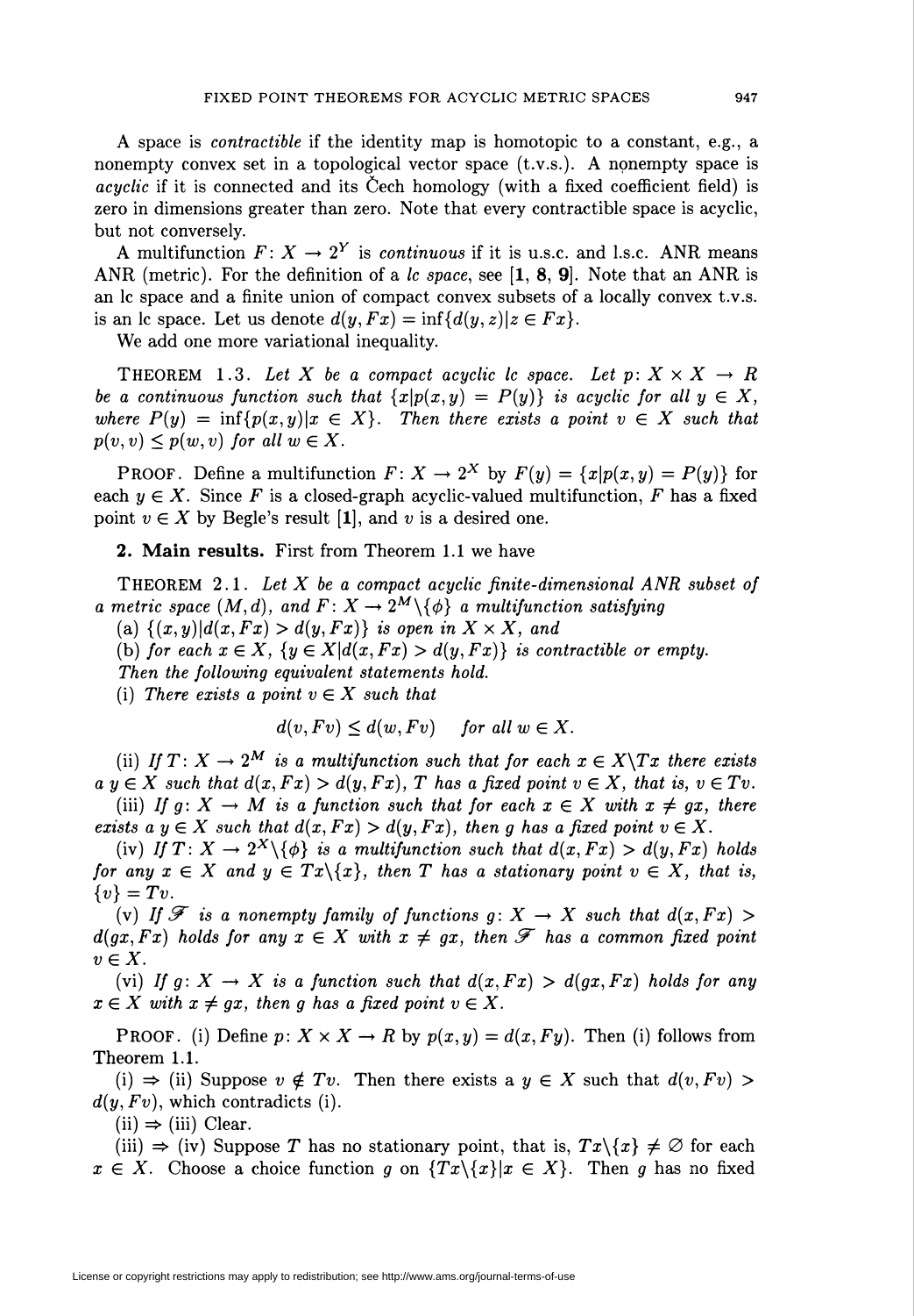A space is *contractible* if the identity map is homotopic to a constant, e.g., a nonempty convex set in a topological vector space (t.v.s.). A nonempty space is *acyclic* if it is connected and its Čech homology (with a fixed coefficient field) is zero in dimensions greater than zero. Note that every contractible space is acyclic, but not conversely.

A multifunction $F: X \to 2^Y$ is *continuous* if it is u.s.c. and l.s.c. ANR means ANR (metric). For the definition of a *lc space*, see [**1**, **8**, **9**]. Note that an ANR is an lc space and a finite union of compact convex subsets of a locally convex t.v.s. is an lc space. Let us denote $d(y, Fx) = \inf\{d(y,z) | z \in Fx\}$.

We add one more variational inequality.

THEOREM 1.3. *Let $X$ be a compact acyclic lc space. Let $p: X \times X \to R$ be a continuous function such that $\{x | p(x,y) = P(y)\}$ is acyclic for all $y \in X$, where $P(y) = \inf\{p(x,y) | x \in X\}$. Then there exists a point $v \in X$ such that $p(v,v) \leq p(w,v)$ for all $w \in X$.*

PROOF. Define a multifunction $F: X \to 2^X$ by $F(y) = \{x | p(x,y) = P(y)\}$ for each $y \in X$. Since $F$ is a closed-graph acyclic-valued multifunction, $F$ has a fixed point $v \in X$ by Begle's result [**1**], and $v$ is a desired one.

## 2. Main results.

First from Theorem 1.1 we have

THEOREM 2.1. *Let $X$ be a compact acyclic finite-dimensional ANR subset of a metric space $(M,d)$, and $F: X \to 2^M \backslash \{\phi\}$ a multifunction satisfying*

*(a) $\{(x,y) | d(x,Fx) > d(y,Fx)\}$ is open in $X \times X$, and*

*(b) for each $x \in X$, $\{y \in X | d(x,Fx) > d(y,Fx)\}$ is contractible or empty.*

*Then the following equivalent statements hold.*

*(i) There exists a point $v \in X$ such that*

$$d(v,Fv) \leq d(w,Fv) \quad \text{for all } w \in X.$$

*(ii) If $T: X \to 2^M$ is a multifunction such that for each $x \in X \backslash Tx$ there exists a $y \in X$ such that $d(x,Fx) > d(y,Fx)$, $T$ has a fixed point $v \in X$, that is, $v \in Tv$.*

*(iii) If $g: X \to M$ is a function such that for each $x \in X$ with $x \neq gx$, there exists a $y \in X$ such that $d(x,Fx) > d(y,Fx)$, then $g$ has a fixed point $v \in X$.*

*(iv) If $T: X \to 2^X \backslash \{\phi\}$ is a multifunction such that $d(x,Fx) > d(y,Fx)$ holds for any $x \in X$ and $y \in Tx \backslash \{x\}$, then $T$ has a stationary point $v \in X$, that is, $\{v\} = Tv$.*

*(v) If $\mathscr{F}$ is a nonempty family of functions $g: X \to X$ such that $d(x,Fx) > d(gx,Fx)$ holds for any $x \in X$ with $x \neq gx$, then $\mathscr{F}$ has a common fixed point $v \in X$.*

*(vi) If $g: X \to X$ is a function such that $d(x,Fx) > d(gx,Fx)$ holds for any $x \in X$ with $x \neq gx$, then $g$ has a fixed point $v \in X$.*

PROOF. (i) Define $p: X \times X \to R$ by $p(x,y) = d(x,Fy)$. Then (i) follows from Theorem 1.1.

(i) $\Rightarrow$ (ii) Suppose $v \notin Tv$. Then there exists a $y \in X$ such that $d(v,Fv) > d(y,Fv)$, which contradicts (i).

(ii) $\Rightarrow$ (iii) Clear.

(iii) $\Rightarrow$ (iv) Suppose $T$ has no stationary point, that is, $Tx \backslash \{x\} \neq \varnothing$ for each $x \in X$. Choose a choice function $g$ on $\{Tx \backslash \{x\} | x \in X\}$. Then $g$ has no fixed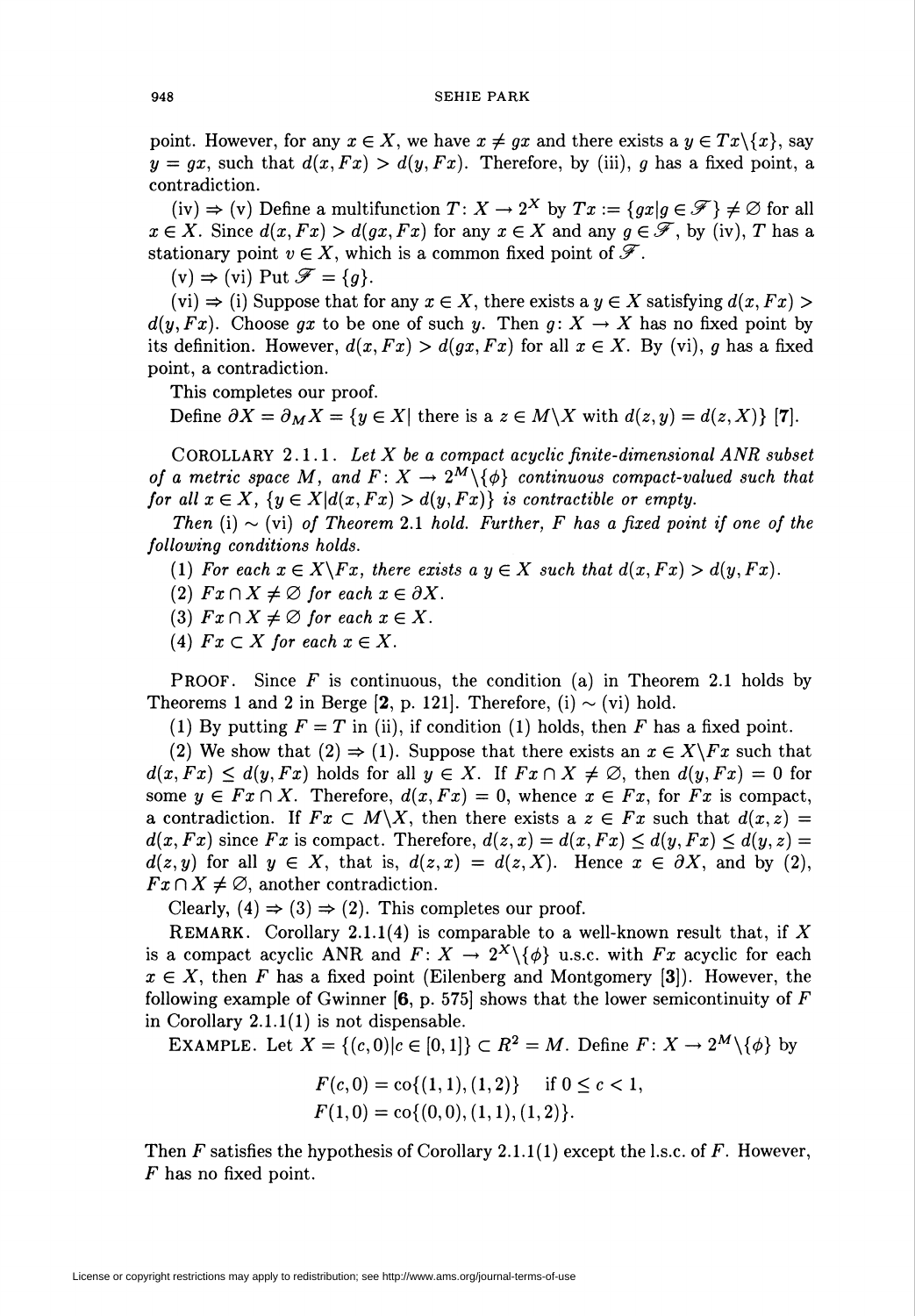point. However, for any $x \in X$, we have $x \neq gx$ and there exists a $y \in Tx \backslash \{x\}$, say $y = gx$, such that $d(x, Fx) > d(y, Fx)$. Therefore, by (iii), $g$ has a fixed point, a contradiction.

(iv) $\Rightarrow$ (v) Define a multifunction $T\colon X \to 2^X$ by $Tx := \{gx | g \in \mathscr{F}\} \neq \varnothing$ for all $x \in X$. Since $d(x, Fx) > d(gx, Fx)$ for any $x \in X$ and any $g \in \mathscr{F}$, by (iv), $T$ has a stationary point $v \in X$, which is a common fixed point of $\mathscr{F}$.

(v) $\Rightarrow$ (vi) Put $\mathscr{F} = \{g\}$.

(vi) $\Rightarrow$ (i) Suppose that for any $x \in X$, there exists a $y \in X$ satisfying $d(x, Fx) > d(y, Fx)$. Choose $gx$ to be one of such $y$. Then $g\colon X \to X$ has no fixed point by its definition. However, $d(x, Fx) > d(gx, Fx)$ for all $x \in X$. By (vi), $g$ has a fixed point, a contradiction.

This completes our proof.

Define $\partial X = \partial_M X = \{y \in X |$ there is a $z \in M \backslash X$ with $d(z, y) = d(z, X)\}$ [**7**].

COROLLARY 2.1.1. *Let $X$ be a compact acyclic finite-dimensional ANR subset of a metric space $M$, and $F\colon X \to 2^M \backslash \{\phi\}$ continuous compact-valued such that for all $x \in X$, $\{y \in X | d(x, Fx) > d(y, Fx)\}$ is contractible or empty.*

*Then* (i) $\sim$ (vi) *of Theorem* 2.1 *hold. Further, $F$ has a fixed point if one of the following conditions holds.*

(1) *For each $x \in X \backslash Fx$, there exists a $y \in X$ such that $d(x, Fx) > d(y, Fx)$.*

(2) *$Fx \cap X \neq \varnothing$ for each $x \in \partial X$.*

(3) *$Fx \cap X \neq \varnothing$ for each $x \in X$.*

(4) *$Fx \subset X$ for each $x \in X$.*

PROOF. Since $F$ is continuous, the condition (a) in Theorem 2.1 holds by Theorems 1 and 2 in Berge [**2**, p. 121]. Therefore, (i) $\sim$ (vi) hold.

(1) By putting $F = T$ in (ii), if condition (1) holds, then $F$ has a fixed point.

(2) We show that (2) $\Rightarrow$ (1). Suppose that there exists an $x \in X \backslash Fx$ such that $d(x, Fx) \leq d(y, Fx)$ holds for all $y \in X$. If $Fx \cap X \neq \varnothing$, then $d(y, Fx) = 0$ for some $y \in Fx \cap X$. Therefore, $d(x, Fx) = 0$, whence $x \in Fx$, for $Fx$ is compact, a contradiction. If $Fx \subset M \backslash X$, then there exists a $z \in Fx$ such that $d(x, z) = d(x, Fx)$ since $Fx$ is compact. Therefore, $d(z, x) = d(x, Fx) \leq d(y, Fx) \leq d(y, z) = d(z, y)$ for all $y \in X$, that is, $d(z, x) = d(z, X)$. Hence $x \in \partial X$, and by (2), $Fx \cap X \neq \varnothing$, another contradiction.

Clearly, (4) $\Rightarrow$ (3) $\Rightarrow$ (2). This completes our proof.

REMARK. Corollary 2.1.1(4) is comparable to a well-known result that, if $X$ is a compact acyclic ANR and $F\colon X \to 2^X \backslash \{\phi\}$ u.s.c. with $Fx$ acyclic for each $x \in X$, then $F$ has a fixed point (Eilenberg and Montgomery [**3**]). However, the following example of Gwinner [**6**, p. 575] shows that the lower semicontinuity of $F$ in Corollary 2.1.1(1) is not dispensable.

EXAMPLE. Let $X = \{(c, 0) | c \in [0, 1]\} \subset R^2 = M$. Define $F\colon X \to 2^M \backslash \{\phi\}$ by

$$F(c, 0) = \text{co}\{(1, 1), (1, 2)\} \quad \text{if } 0 \leq c < 1,$$
$$F(1, 0) = \text{co}\{(0, 0), (1, 1), (1, 2)\}.$$

Then $F$ satisfies the hypothesis of Corollary 2.1.1(1) except the l.s.c. of $F$. However, $F$ has no fixed point.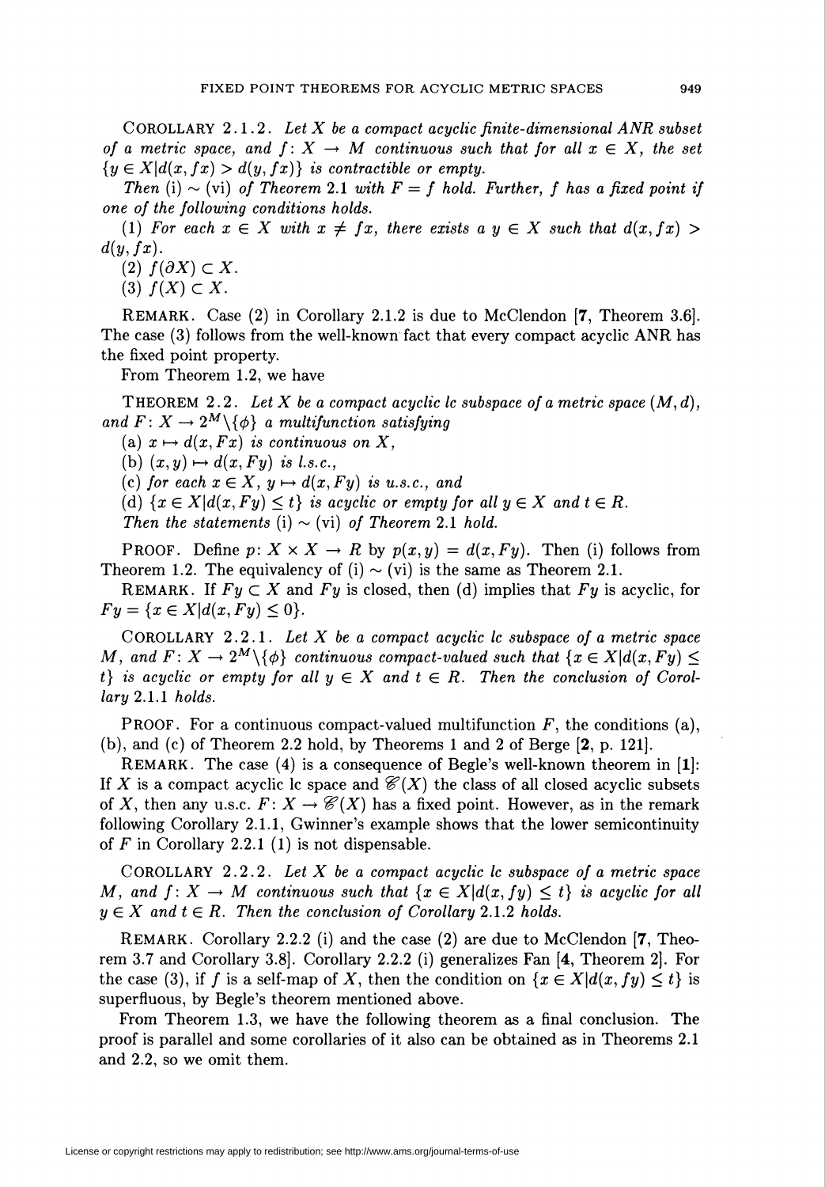COROLLARY 2.1.2. *Let $X$ be a compact acyclic finite-dimensional ANR subset of a metric space, and $f\colon X \to M$ continuous such that for all $x \in X$, the set $\{y \in X | d(x, fx) > d(y, fx)\}$ is contractible or empty.*

*Then* (i) $\sim$ (vi) *of Theorem* 2.1 *with $F = f$ hold. Further, $f$ has a fixed point if one of the following conditions holds.*

(1) *For each $x \in X$ with $x \neq fx$, there exists a $y \in X$ such that $d(x, fx) > d(y, fx)$.*

(2) $f(\partial X) \subset X$.

(3) $f(X) \subset X$.

REMARK. Case (2) in Corollary 2.1.2 is due to McClendon [**7**, Theorem 3.6]. The case (3) follows from the well-known fact that every compact acyclic ANR has the fixed point property.

From Theorem 1.2, we have

THEOREM 2.2. *Let $X$ be a compact acyclic lc subspace of a metric space $(M, d)$, and $F\colon X \to 2^M \backslash \{\phi\}$ a multifunction satisfying*

(a) *$x \mapsto d(x, Fx)$ is continuous on $X$,*

(b) *$(x, y) \mapsto d(x, Fy)$ is l.s.c.,*

(c) *for each $x \in X$, $y \mapsto d(x, Fy)$ is u.s.c., and*

(d) *$\{x \in X | d(x, Fy) \leq t\}$ is acyclic or empty for all $y \in X$ and $t \in R$.*

*Then the statements* (i) $\sim$ (vi) *of Theorem* 2.1 *hold.*

PROOF. Define $p\colon X \times X \to R$ by $p(x, y) = d(x, Fy)$. Then (i) follows from Theorem 1.2. The equivalency of (i) $\sim$ (vi) is the same as Theorem 2.1.

REMARK. If $Fy \subset X$ and $Fy$ is closed, then (d) implies that $Fy$ is acyclic, for $Fy = \{x \in X | d(x, Fy) \leq 0\}$.

COROLLARY 2.2.1. *Let $X$ be a compact acyclic lc subspace of a metric space $M$, and $F\colon X \to 2^M \backslash \{\phi\}$ continuous compact-valued such that $\{x \in X | d(x, Fy) \leq t\}$ is acyclic or empty for all $y \in X$ and $t \in R$. Then the conclusion of Corollary* 2.1.1 *holds.*

PROOF. For a continuous compact-valued multifunction $F$, the conditions (a), (b), and (c) of Theorem 2.2 hold, by Theorems 1 and 2 of Berge [**2**, p. 121].

REMARK. The case (4) is a consequence of Begle's well-known theorem in [**1**]: If $X$ is a compact acyclic lc space and $\mathscr{C}(X)$ the class of all closed acyclic subsets of $X$, then any u.s.c. $F\colon X \to \mathscr{C}(X)$ has a fixed point. However, as in the remark following Corollary 2.1.1, Gwinner's example shows that the lower semicontinuity of $F$ in Corollary 2.2.1 (1) is not dispensable.

COROLLARY 2.2.2. *Let $X$ be a compact acyclic lc subspace of a metric space $M$, and $f\colon X \to M$ continuous such that $\{x \in X | d(x, fy) \leq t\}$ is acyclic for all $y \in X$ and $t \in R$. Then the conclusion of Corollary* 2.1.2 *holds.*

REMARK. Corollary 2.2.2 (i) and the case (2) are due to McClendon [**7**, Theorem 3.7 and Corollary 3.8]. Corollary 2.2.2 (i) generalizes Fan [**4**, Theorem 2]. For the case (3), if $f$ is a self-map of $X$, then the condition on $\{x \in X | d(x, fy) \leq t\}$ is superfluous, by Begle's theorem mentioned above.

From Theorem 1.3, we have the following theorem as a final conclusion. The proof is parallel and some corollaries of it also can be obtained as in Theorems 2.1 and 2.2, so we omit them.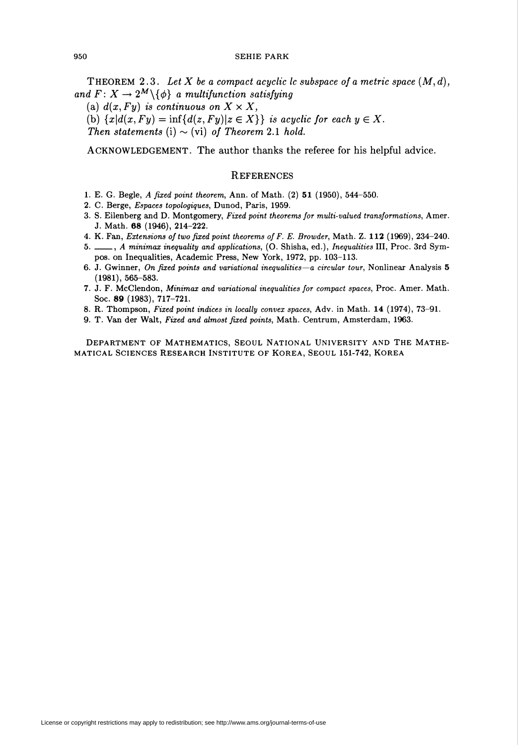THEOREM 2.3. *Let $X$ be a compact acyclic lc subspace of a metric space $(M, d)$, and $F: X \to 2^M \backslash \{\phi\}$ a multifunction satisfying*

(a) *$d(x, Fy)$ is continuous on $X \times X$,*

(b) *$\{x | d(x, Fy) = \inf\{d(z, Fy) | z \in X\}\}$ is acyclic for each $y \in X$.*

*Then statements* (i) $\sim$ (vi) *of Theorem* 2.1 *hold.*

ACKNOWLEDGEMENT. The author thanks the referee for his helpful advice.

## REFERENCES

1. E. G. Begle, *A fixed point theorem*, Ann. of Math. (2) **51** (1950), 544–550.
2. C. Berge, *Espaces topologiques*, Dunod, Paris, 1959.
3. S. Eilenberg and D. Montgomery, *Fixed point theorems for multi-valued transformations*, Amer. J. Math. **68** (1946), 214–222.
4. K. Fan, *Extensions of two fixed point theorems of F. E. Browder*, Math. Z. **112** (1969), 234–240.
5. ——, *A minimax inequality and applications*, (O. Shisha, ed.), *Inequalities* III, Proc. 3rd Sympos. on Inequalities, Academic Press, New York, 1972, pp. 103–113.
6. J. Gwinner, *On fixed points and variational inequalities—a circular tour*, Nonlinear Analysis **5** (1981), 565–583.
7. J. F. McClendon, *Minimax and variational inequalities for compact spaces*, Proc. Amer. Math. Soc. **89** (1983), 717–721.
8. R. Thompson, *Fixed point indices in locally convex spaces*, Adv. in Math. **14** (1974), 73–91.
9. T. Van der Walt, *Fixed and almost fixed points*, Math. Centrum, Amsterdam, 1963.

DEPARTMENT OF MATHEMATICS, SEOUL NATIONAL UNIVERSITY AND THE MATHEMATICAL SCIENCES RESEARCH INSTITUTE OF KOREA, SEOUL 151-742, KOREA